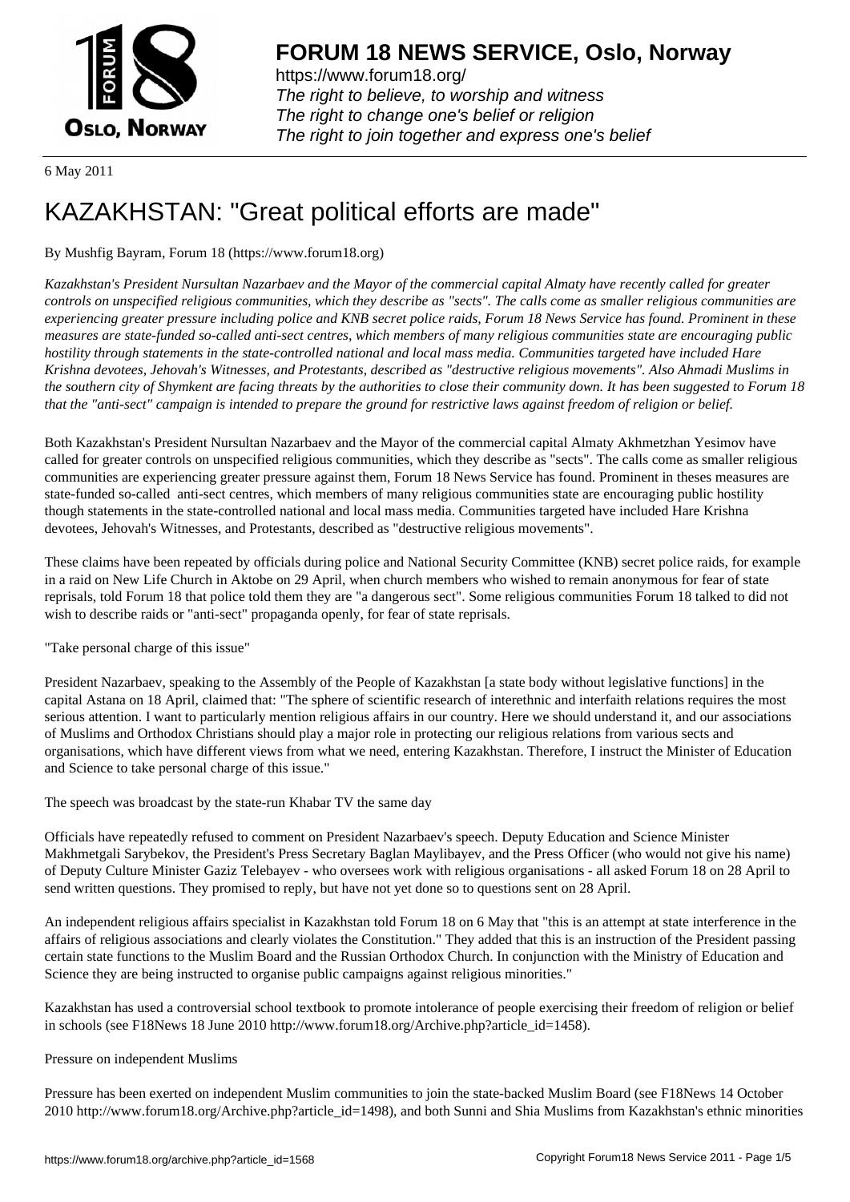6 May 2011

# KAZAKHSTAN: "Great political efforts are made"

By Mushfig Bayram, Forum 18 (https://www.forum18.org)

*Kazakhstan's President Nursultan Nazarbaev and the Mayor of the commercial capital Almaty have recently called for greater controls on unspecified religious communities, which they describe as "sects". The calls come as smaller religious communities are experiencing greater pressure including police and KNB secret police raids, Forum 18 News Service has found. Prominent in these measures are state-funded so-called anti-sect centres, which members of many religious communities state are encouraging public hostility through statements in the state-controlled national and local mass media. Communities targeted have included Hare Krishna devotees, Jehovah's Witnesses, and Protestants, described as "destructive religious movements". Also Ahmadi Muslims in the southern city of Shymkent are facing threats by the authorities to close their community down. It has been suggested to Forum 18 that the "anti-sect" campaign is intended to prepare the ground for restrictive laws against freedom of religion or belief.*

Both Kazakhstan's President Nursultan Nazarbaev and the Mayor of the commercial capital Almaty Akhmetzhan Yesimov have called for greater controls on unspecified religious communities, which they describe as "sects". The calls come as smaller religious communities are experiencing greater pressure against them, Forum 18 News Service has found. Prominent in theses measures are state-funded so-called anti-sect centres, which members of many religious communities state are encouraging public hostility though statements in the state-controlled national and local mass media. Communities targeted have included Hare Krishna devotees, Jehovah's Witnesses, and Protestants, described as "destructive religious movements".

These claims have been repeated by officials during police and National Security Committee (KNB) secret police raids, for example in a raid on New Life Church in Aktobe on 29 April, when church members who wished to remain anonymous for fear of state reprisals, told Forum 18 that police told them they are "a dangerous sect". Some religious communities Forum 18 talked to did not wish to describe raids or "anti-sect" propaganda openly, for fear of state reprisals.

"Take personal charge of this issue"

President Nazarbaev, speaking to the Assembly of the People of Kazakhstan [a state body without legislative functions] in the capital Astana on 18 April, claimed that: "The sphere of scientific research of interethnic and interfaith relations requires the most serious attention. I want to particularly mention religious affairs in our country. Here we should understand it, and our associations of Muslims and Orthodox Christians should play a major role in protecting our religious relations from various sects and organisations, which have different views from what we need, entering Kazakhstan. Therefore, I instruct the Minister of Education and Science to take personal charge of this issue."

The speech was broadcast by the state-run Khabar TV the same day

Officials have repeatedly refused to comment on President Nazarbaev's speech. Deputy Education and Science Minister Makhmetgali Sarybekov, the President's Press Secretary Baglan Maylibayev, and the Press Officer (who would not give his name) of Deputy Culture Minister Gaziz Telebayev - who oversees work with religious organisations - all asked Forum 18 on 28 April to send written questions. They promised to reply, but have not yet done so to questions sent on 28 April.

An independent religious affairs specialist in Kazakhstan told Forum 18 on 6 May that "this is an attempt at state interference in the affairs of religious associations and clearly violates the Constitution." They added that this is an instruction of the President passing certain state functions to the Muslim Board and the Russian Orthodox Church. In conjunction with the Ministry of Education and Science they are being instructed to organise public campaigns against religious minorities."

Kazakhstan has used a controversial school textbook to promote intolerance of people exercising their freedom of religion or belief in schools (see F18News 18 June 2010 http://www.forum18.org/Archive.php?article_id=1458).

Pressure on independent Muslims

Pressure has been exerted on independent Muslim communities to join the state-backed Muslim Board (see F18News 14 October 2010 http://www.forum18.org/Archive.php?article_id=1498), and both Sunni and Shia Muslims from Kazakhstan's ethnic minorities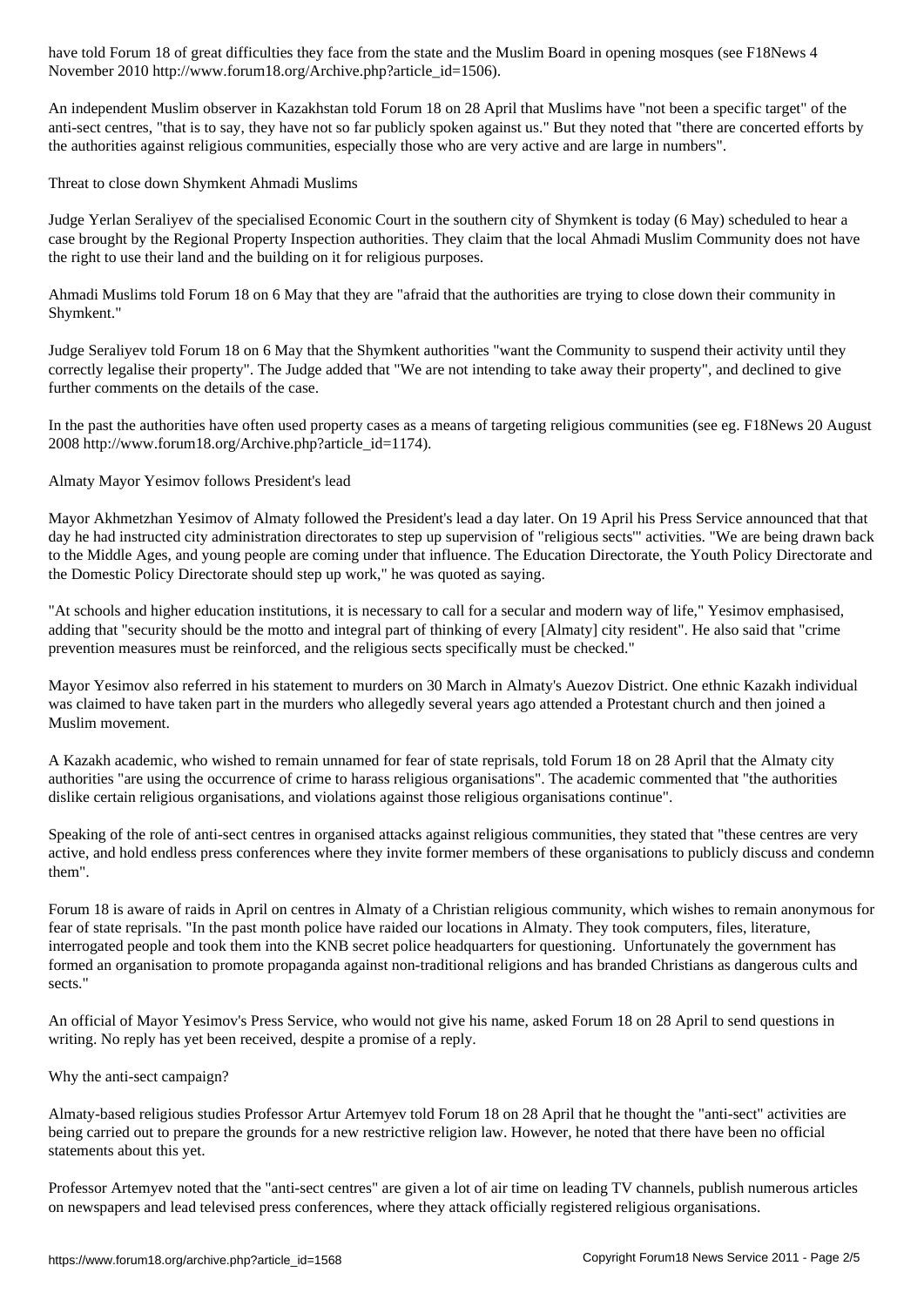have told Forum 18 of great difficulties they face from the state and the Muslim Board in opening mosques (see F18News 4 November 2010 http://www.forum18.org/Archive.php?article_id=1506).

An independent Muslim observer in Kazakhstan told Forum 18 on 28 April that Muslims have "not been a specific target" of the anti-sect centres, "that is to say, they have not so far publicly spoken against us." But they noted that "there are concerted efforts by the authorities against religious communities, especially those who are very active and are large in numbers".

## Threat to close down Shymkent Ahmadi Muslims

Judge Yerlan Seraliyev of the specialised Economic Court in the southern city of Shymkent is today (6 May) scheduled to hear a case brought by the Regional Property Inspection authorities. They claim that the local Ahmadi Muslim Community does not have the right to use their land and the building on it for religious purposes.

Ahmadi Muslims told Forum 18 on 6 May that they are "afraid that the authorities are trying to close down their community in Shymkent."

Judge Seraliyev told Forum 18 on 6 May that the Shymkent authorities "want the Community to suspend their activity until they correctly legalise their property". The Judge added that "We are not intending to take away their property", and declined to give further comments on the details of the case.

In the past the authorities have often used property cases as a means of targeting religious communities (see eg. F18News 20 August 2008 http://www.forum18.org/Archive.php?article_id=1174).

## Almaty Mayor Yesimov follows President's lead

Mayor Akhmetzhan Yesimov of Almaty followed the President's lead a day later. On 19 April his Press Service announced that that day he had instructed city administration directorates to step up supervision of "religious sects'" activities. "We are being drawn back to the Middle Ages, and young people are coming under that influence. The Education Directorate, the Youth Policy Directorate and the Domestic Policy Directorate should step up work," he was quoted as saying.

"At schools and higher education institutions, it is necessary to call for a secular and modern way of life," Yesimov emphasised, adding that "security should be the motto and integral part of thinking of every [Almaty] city resident". He also said that "crime prevention measures must be reinforced, and the religious sects specifically must be checked."

Mayor Yesimov also referred in his statement to murders on 30 March in Almaty's Auezov District. One ethnic Kazakh individual was claimed to have taken part in the murders who allegedly several years ago attended a Protestant church and then joined a Muslim movement.

A Kazakh academic, who wished to remain unnamed for fear of state reprisals, told Forum 18 on 28 April that the Almaty city authorities "are using the occurrence of crime to harass religious organisations". The academic commented that "the authorities dislike certain religious organisations, and violations against those religious organisations continue".

Speaking of the role of anti-sect centres in organised attacks against religious communities, they stated that "these centres are very active, and hold endless press conferences where they invite former members of these organisations to publicly discuss and condemn them".

Forum 18 is aware of raids in April on centres in Almaty of a Christian religious community, which wishes to remain anonymous for fear of state reprisals. "In the past month police have raided our locations in Almaty. They took computers, files, literature, interrogated people and took them into the KNB secret police headquarters for questioning. Unfortunately the government has formed an organisation to promote propaganda against non-traditional religions and has branded Christians as dangerous cults and sects."

An official of Mayor Yesimov's Press Service, who would not give his name, asked Forum 18 on 28 April to send questions in writing. No reply has yet been received, despite a promise of a reply.

## Why the anti-sect campaign?

Almaty-based religious studies Professor Artur Artemyev told Forum 18 on 28 April that he thought the "anti-sect" activities are being carried out to prepare the grounds for a new restrictive religion law. However, he noted that there have been no official statements about this yet.

Professor Artemyev noted that the "anti-sect centres" are given a lot of air time on leading TV channels, publish numerous articles on newspapers and lead televised press conferences, where they attack officially registered religious organisations.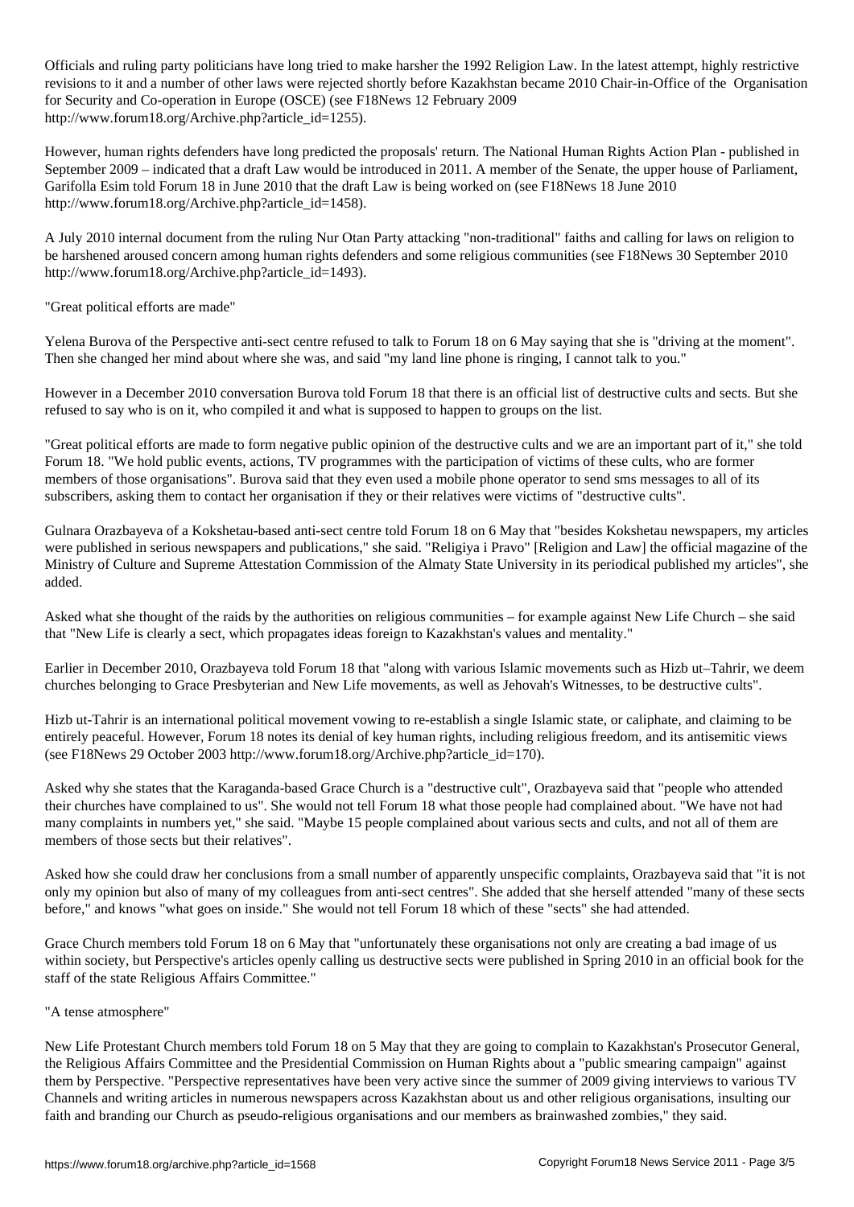Officials and ruling party politicians have long tried to make harsher the 1992 Religion Law. In the latest attempt, highly restrictive revisions to it and a number of other laws were rejected shortly before Kazakhstan became 2010 Chair-in-Office of the Organisation for Security and Co-operation in Europe (OSCE) (see F18News 12 February 2009 http://www.forum18.org/Archive.php?article_id=1255).

However, human rights defenders have long predicted the proposals' return. The National Human Rights Action Plan - published in September 2009 – indicated that a draft Law would be introduced in 2011. A member of the Senate, the upper house of Parliament, Garifolla Esim told Forum 18 in June 2010 that the draft Law is being worked on (see F18News 18 June 2010 http://www.forum18.org/Archive.php?article_id=1458).

A July 2010 internal document from the ruling Nur Otan Party attacking "non-traditional" faiths and calling for laws on religion to be harshened aroused concern among human rights defenders and some religious communities (see F18News 30 September 2010 http://www.forum18.org/Archive.php?article_id=1493).

"Great political efforts are made"

Yelena Burova of the Perspective anti-sect centre refused to talk to Forum 18 on 6 May saying that she is "driving at the moment". Then she changed her mind about where she was, and said "my land line phone is ringing, I cannot talk to you."

However in a December 2010 conversation Burova told Forum 18 that there is an official list of destructive cults and sects. But she refused to say who is on it, who compiled it and what is supposed to happen to groups on the list.

"Great political efforts are made to form negative public opinion of the destructive cults and we are an important part of it," she told Forum 18. "We hold public events, actions, TV programmes with the participation of victims of these cults, who are former members of those organisations". Burova said that they even used a mobile phone operator to send sms messages to all of its subscribers, asking them to contact her organisation if they or their relatives were victims of "destructive cults".

Gulnara Orazbayeva of a Kokshetau-based anti-sect centre told Forum 18 on 6 May that "besides Kokshetau newspapers, my articles were published in serious newspapers and publications," she said. "Religiya i Pravo" [Religion and Law] the official magazine of the Ministry of Culture and Supreme Attestation Commission of the Almaty State University in its periodical published my articles", she added.

Asked what she thought of the raids by the authorities on religious communities – for example against New Life Church – she said that "New Life is clearly a sect, which propagates ideas foreign to Kazakhstan's values and mentality."

Earlier in December 2010, Orazbayeva told Forum 18 that "along with various Islamic movements such as Hizb ut–Tahrir, we deem churches belonging to Grace Presbyterian and New Life movements, as well as Jehovah's Witnesses, to be destructive cults".

Hizb ut-Tahrir is an international political movement vowing to re-establish a single Islamic state, or caliphate, and claiming to be entirely peaceful. However, Forum 18 notes its denial of key human rights, including religious freedom, and its antisemitic views (see F18News 29 October 2003 http://www.forum18.org/Archive.php?article_id=170).

Asked why she states that the Karaganda-based Grace Church is a "destructive cult", Orazbayeva said that "people who attended their churches have complained to us". She would not tell Forum 18 what those people had complained about. "We have not had many complaints in numbers yet," she said. "Maybe 15 people complained about various sects and cults, and not all of them are members of those sects but their relatives".

Asked how she could draw her conclusions from a small number of apparently unspecific complaints, Orazbayeva said that "it is not only my opinion but also of many of my colleagues from anti-sect centres". She added that she herself attended "many of these sects before," and knows "what goes on inside." She would not tell Forum 18 which of these "sects" she had attended.

Grace Church members told Forum 18 on 6 May that "unfortunately these organisations not only are creating a bad image of us within society, but Perspective's articles openly calling us destructive sects were published in Spring 2010 in an official book for the staff of the state Religious Affairs Committee."

"A tense atmosphere"

New Life Protestant Church members told Forum 18 on 5 May that they are going to complain to Kazakhstan's Prosecutor General, the Religious Affairs Committee and the Presidential Commission on Human Rights about a "public smearing campaign" against them by Perspective. "Perspective representatives have been very active since the summer of 2009 giving interviews to various TV Channels and writing articles in numerous newspapers across Kazakhstan about us and other religious organisations, insulting our faith and branding our Church as pseudo-religious organisations and our members as brainwashed zombies," they said.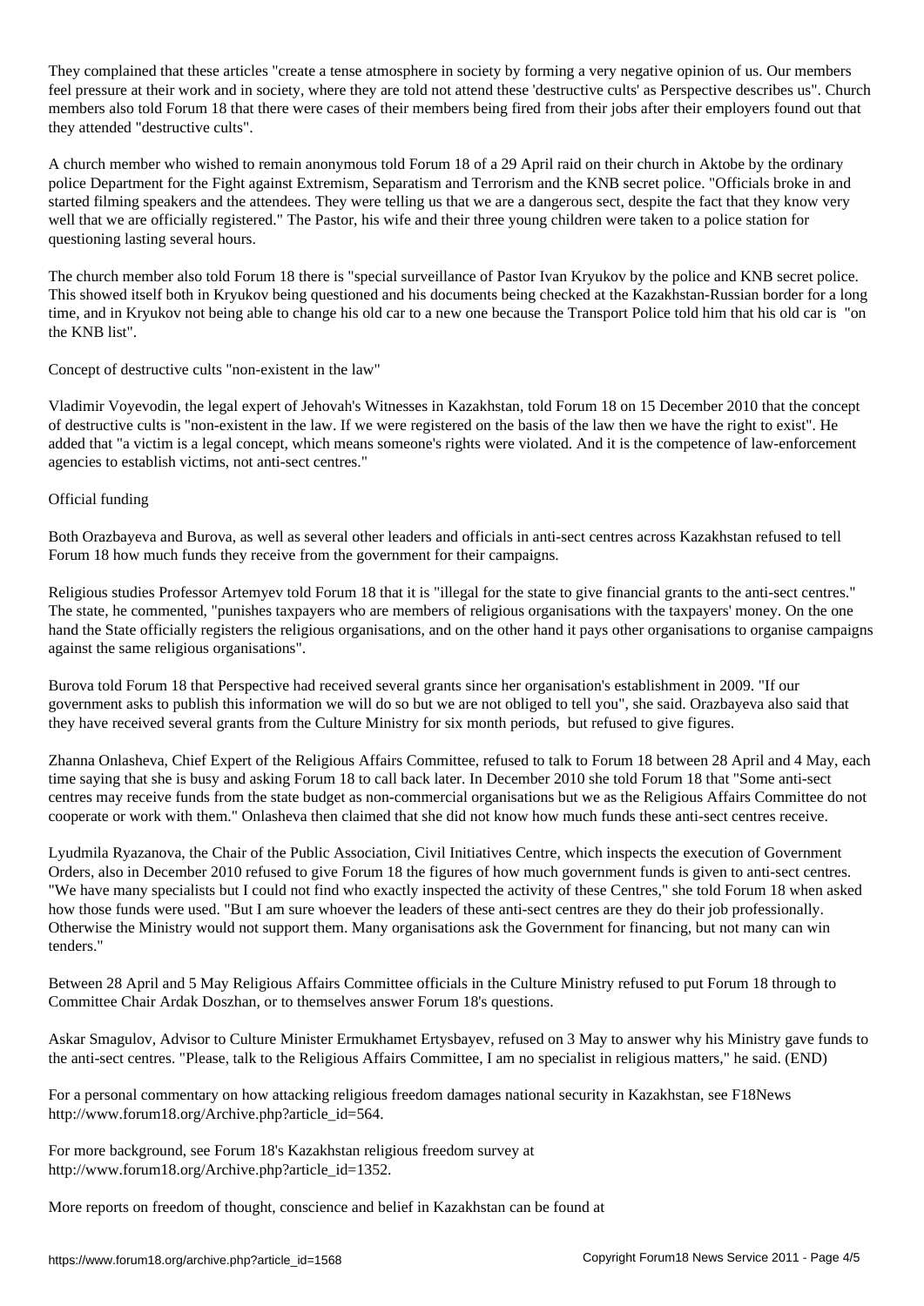They complained that these articles "create a tense atmosphere in society by forming a very negative opinion of us. Our members feel pressure at their work and in society, where they are told not attend these 'destructive cults' as Perspective describes us". Church members also told Forum 18 that there were cases of their members being fired from their jobs after their employers found out that they attended "destructive cults".

A church member who wished to remain anonymous told Forum 18 of a 29 April raid on their church in Aktobe by the ordinary police Department for the Fight against Extremism, Separatism and Terrorism and the KNB secret police. "Officials broke in and started filming speakers and the attendees. They were telling us that we are a dangerous sect, despite the fact that they know very well that we are officially registered." The Pastor, his wife and their three young children were taken to a police station for questioning lasting several hours.

The church member also told Forum 18 there is "special surveillance of Pastor Ivan Kryukov by the police and KNB secret police. This showed itself both in Kryukov being questioned and his documents being checked at the Kazakhstan-Russian border for a long time, and in Kryukov not being able to change his old car to a new one because the Transport Police told him that his old car is "on the KNB list".

## Concept of destructive cults "non-existent in the law"

Vladimir Voyevodin, the legal expert of Jehovah's Witnesses in Kazakhstan, told Forum 18 on 15 December 2010 that the concept of destructive cults is "non-existent in the law. If we were registered on the basis of the law then we have the right to exist". He added that "a victim is a legal concept, which means someone's rights were violated. And it is the competence of law-enforcement agencies to establish victims, not anti-sect centres."

## Official funding

Both Orazbayeva and Burova, as well as several other leaders and officials in anti-sect centres across Kazakhstan refused to tell Forum 18 how much funds they receive from the government for their campaigns.

Religious studies Professor Artemyev told Forum 18 that it is "illegal for the state to give financial grants to the anti-sect centres." The state, he commented, "punishes taxpayers who are members of religious organisations with the taxpayers' money. On the one hand the State officially registers the religious organisations, and on the other hand it pays other organisations to organise campaigns against the same religious organisations".

Burova told Forum 18 that Perspective had received several grants since her organisation's establishment in 2009. "If our government asks to publish this information we will do so but we are not obliged to tell you", she said. Orazbayeva also said that they have received several grants from the Culture Ministry for six month periods, but refused to give figures.

Zhanna Onlasheva, Chief Expert of the Religious Affairs Committee, refused to talk to Forum 18 between 28 April and 4 May, each time saying that she is busy and asking Forum 18 to call back later. In December 2010 she told Forum 18 that "Some anti-sect centres may receive funds from the state budget as non-commercial organisations but we as the Religious Affairs Committee do not cooperate or work with them." Onlasheva then claimed that she did not know how much funds these anti-sect centres receive.

Lyudmila Ryazanova, the Chair of the Public Association, Civil Initiatives Centre, which inspects the execution of Government Orders, also in December 2010 refused to give Forum 18 the figures of how much government funds is given to anti-sect centres. "We have many specialists but I could not find who exactly inspected the activity of these Centres," she told Forum 18 when asked how those funds were used. "But I am sure whoever the leaders of these anti-sect centres are they do their job professionally. Otherwise the Ministry would not support them. Many organisations ask the Government for financing, but not many can win tenders."

Between 28 April and 5 May Religious Affairs Committee officials in the Culture Ministry refused to put Forum 18 through to Committee Chair Ardak Doszhan, or to themselves answer Forum 18's questions.

Askar Smagulov, Advisor to Culture Minister Ermukhamet Ertysbayev, refused on 3 May to answer why his Ministry gave funds to the anti-sect centres. "Please, talk to the Religious Affairs Committee, I am no specialist in religious matters," he said. (END)

For a personal commentary on how attacking religious freedom damages national security in Kazakhstan, see F18News http://www.forum18.org/Archive.php?article_id=564.

For more background, see Forum 18's Kazakhstan religious freedom survey at http://www.forum18.org/Archive.php?article_id=1352.

More reports on freedom of thought, conscience and belief in Kazakhstan can be found at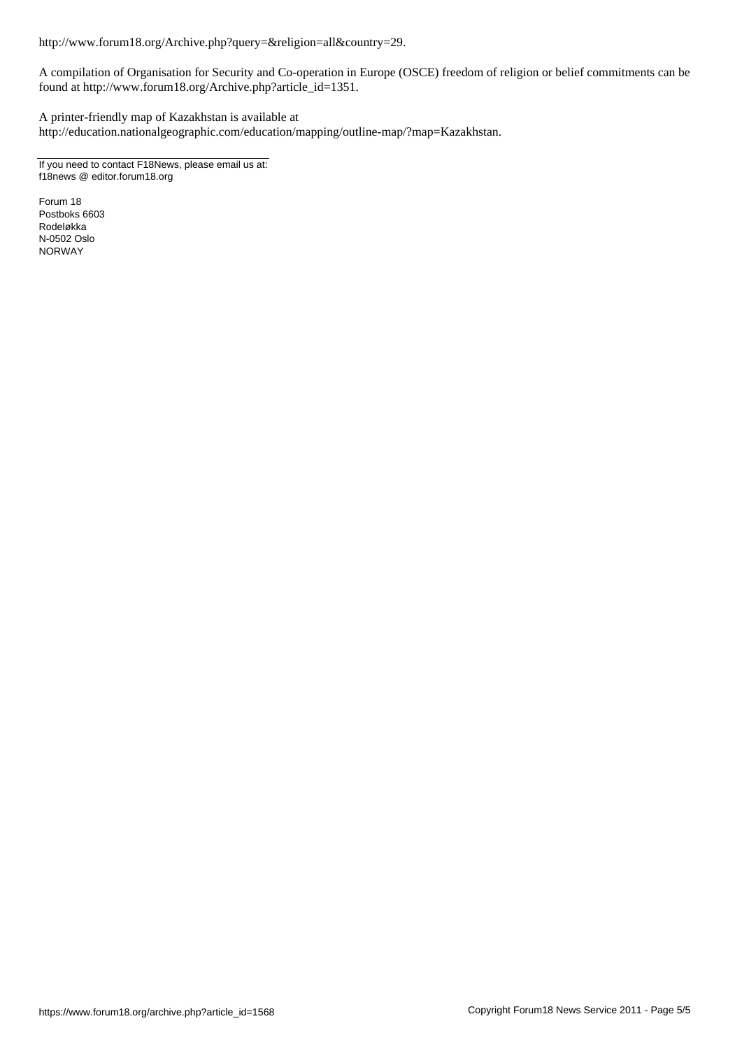http://www.forum18.org/Archive.php?query=&religion=all&country=29.

A compilation of Organisation for Security and Co-operation in Europe (OSCE) freedom of religion or belief commitments can be found at http://www.forum18.org/Archive.php?article_id=1351.

A printer-friendly map of Kazakhstan is available at
http://education.nationalgeographic.com/education/mapping/outline-map/?map=Kazakhstan.

---

If you need to contact F18News, please email us at:
f18news @ editor.forum18.org

Forum 18
Postboks 6603
Rodeløkka
N-0502 Oslo
NORWAY